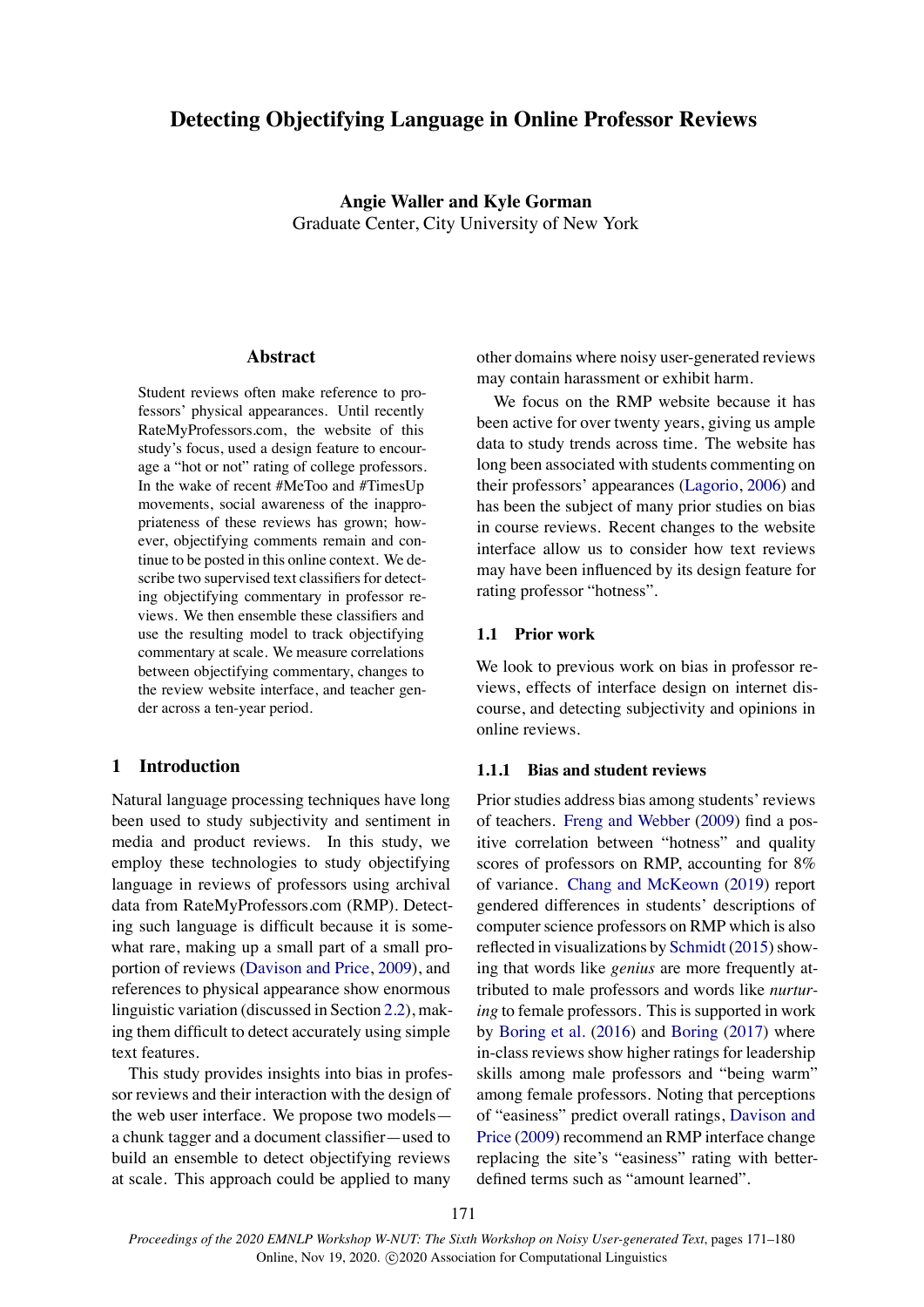# Detecting Objectifying Language in Online Professor Reviews

**Angie Waller and Kyle Gorman**
Graduate Center, City University of New York

## Abstract

Student reviews often make reference to professors' physical appearances. Until recently RateMyProfessors.com, the website of this study's focus, used a design feature to encourage a "hot or not" rating of college professors. In the wake of recent #MeToo and #TimesUp movements, social awareness of the inappropriateness of these reviews has grown; however, objectifying comments remain and continue to be posted in this online context. We describe two supervised text classifiers for detecting objectifying commentary in professor reviews. We then ensemble these classifiers and use the resulting model to track objectifying commentary at scale. We measure correlations between objectifying commentary, changes to the review website interface, and teacher gender across a ten-year period.

## 1 Introduction

Natural language processing techniques have long been used to study subjectivity and sentiment in media and product reviews. In this study, we employ these technologies to study objectifying language in reviews of professors using archival data from RateMyProfessors.com (RMP). Detecting such language is difficult because it is somewhat rare, making up a small part of a small proportion of reviews (Davison and Price, 2009), and references to physical appearance show enormous linguistic variation (discussed in Section 2.2), making them difficult to detect accurately using simple text features.

This study provides insights into bias in professor reviews and their interaction with the design of the web user interface. We propose two models—a chunk tagger and a document classifier—used to build an ensemble to detect objectifying reviews at scale. This approach could be applied to many other domains where noisy user-generated reviews may contain harassment or exhibit harm.

We focus on the RMP website because it has been active for over twenty years, giving us ample data to study trends across time. The website has long been associated with students commenting on their professors' appearances (Lagorio, 2006) and has been the subject of many prior studies on bias in course reviews. Recent changes to the website interface allow us to consider how text reviews may have been influenced by its design feature for rating professor "hotness".

### 1.1 Prior work

We look to previous work on bias in professor reviews, effects of interface design on internet discourse, and detecting subjectivity and opinions in online reviews.

#### 1.1.1 Bias and student reviews

Prior studies address bias among students' reviews of teachers. Freng and Webber (2009) find a positive correlation between "hotness" and quality scores of professors on RMP, accounting for 8% of variance. Chang and McKeown (2019) report gendered differences in students' descriptions of computer science professors on RMP which is also reflected in visualizations by Schmidt (2015) showing that words like *genius* are more frequently attributed to male professors and words like *nurturing* to female professors. This is supported in work by Boring et al. (2016) and Boring (2017) where in-class reviews show higher ratings for leadership skills among male professors and "being warm" among female professors. Noting that perceptions of "easiness" predict overall ratings, Davison and Price (2009) recommend an RMP interface change replacing the site's "easiness" rating with better-defined terms such as "amount learned".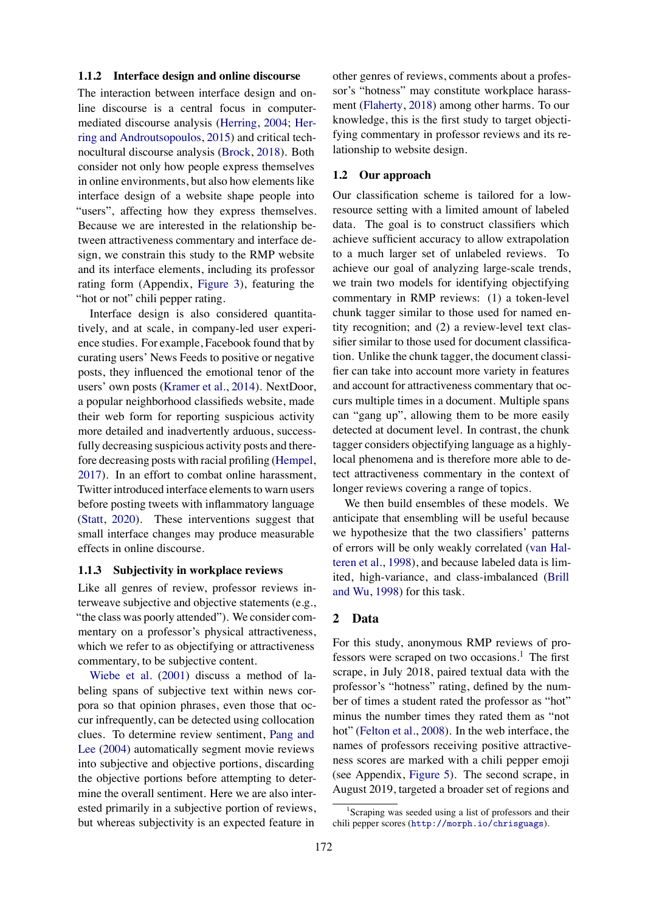### 1.1.2 Interface design and online discourse

The interaction between interface design and online discourse is a central focus in computer-mediated discourse analysis (Herring, 2004; Herring and Androutsopoulos, 2015) and critical technocultural discourse analysis (Brock, 2018). Both consider not only how people express themselves in online environments, but also how elements like interface design of a website shape people into "users", affecting how they express themselves. Because we are interested in the relationship between attractiveness commentary and interface design, we constrain this study to the RMP website and its interface elements, including its professor rating form (Appendix, Figure 3), featuring the "hot or not" chili pepper rating.

Interface design is also considered quantitatively, and at scale, in company-led user experience studies. For example, Facebook found that by curating users' News Feeds to positive or negative posts, they influenced the emotional tenor of the users' own posts (Kramer et al., 2014). NextDoor, a popular neighborhood classifieds website, made their web form for reporting suspicious activity more detailed and inadvertently arduous, successfully decreasing suspicious activity posts and therefore decreasing posts with racial profiling (Hempel, 2017). In an effort to combat online harassment, Twitter introduced interface elements to warn users before posting tweets with inflammatory language (Statt, 2020). These interventions suggest that small interface changes may produce measurable effects in online discourse.

### 1.1.3 Subjectivity in workplace reviews

Like all genres of review, professor reviews interweave subjective and objective statements (e.g., "the class was poorly attended"). We consider commentary on a professor's physical attractiveness, which we refer to as objectifying or attractiveness commentary, to be subjective content.

Wiebe et al. (2001) discuss a method of labeling spans of subjective text within news corpora so that opinion phrases, even those that occur infrequently, can be detected using collocation clues. To determine review sentiment, Pang and Lee (2004) automatically segment movie reviews into subjective and objective portions, discarding the objective portions before attempting to determine the overall sentiment. Here we are also interested primarily in a subjective portion of reviews, but whereas subjectivity is an expected feature in other genres of reviews, comments about a professor's "hotness" may constitute workplace harassment (Flaherty, 2018) among other harms. To our knowledge, this is the first study to target objectifying commentary in professor reviews and its relationship to website design.

## 1.2 Our approach

Our classification scheme is tailored for a low-resource setting with a limited amount of labeled data. The goal is to construct classifiers which achieve sufficient accuracy to allow extrapolation to a much larger set of unlabeled reviews. To achieve our goal of analyzing large-scale trends, we train two models for identifying objectifying commentary in RMP reviews: (1) a token-level chunk tagger similar to those used for named entity recognition; and (2) a review-level text classifier similar to those used for document classification. Unlike the chunk tagger, the document classifier can take into account more variety in features and account for attractiveness commentary that occurs multiple times in a document. Multiple spans can "gang up", allowing them to be more easily detected at document level. In contrast, the chunk tagger considers objectifying language as a highly-local phenomena and is therefore more able to detect attractiveness commentary in the context of longer reviews covering a range of topics.

We then build ensembles of these models. We anticipate that ensembling will be useful because we hypothesize that the two classifiers' patterns of errors will be only weakly correlated (van Halteren et al., 1998), and because labeled data is limited, high-variance, and class-imbalanced (Brill and Wu, 1998) for this task.

## 2 Data

For this study, anonymous RMP reviews of professors were scraped on two occasions.[1] The first scrape, in July 2018, paired textual data with the professor's "hotness" rating, defined by the number of times a student rated the professor as "hot" minus the number times they rated them as "not hot" (Felton et al., 2008). In the web interface, the names of professors receiving positive attractiveness scores are marked with a chili pepper emoji (see Appendix, Figure 5). The second scrape, in August 2019, targeted a broader set of regions and

[1]Scraping was seeded using a list of professors and their chili pepper scores (http://morph.io/chrisguags).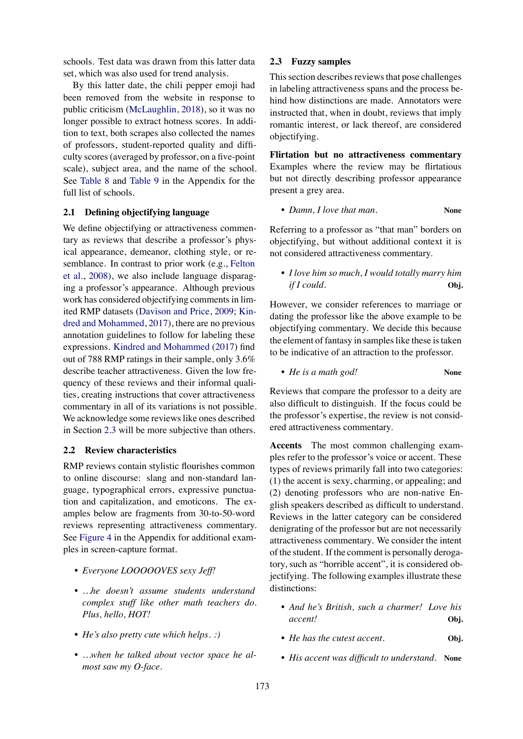schools. Test data was drawn from this latter data set, which was also used for trend analysis.

By this latter date, the chili pepper emoji had been removed from the website in response to public criticism (McLaughlin, 2018), so it was no longer possible to extract hotness scores. In addition to text, both scrapes also collected the names of professors, student-reported quality and difficulty scores (averaged by professor, on a five-point scale), subject area, and the name of the school. See Table 8 and Table 9 in the Appendix for the full list of schools.

### 2.1 Defining objectifying language

We define objectifying or attractiveness commentary as reviews that describe a professor's physical appearance, demeanor, clothing style, or resemblance. In contrast to prior work (e.g., Felton et al., 2008), we also include language disparaging a professor's appearance. Although previous work has considered objectifying comments in limited RMP datasets (Davison and Price, 2009; Kindred and Mohammed, 2017), there are no previous annotation guidelines to follow for labeling these expressions. Kindred and Mohammed (2017) find out of 788 RMP ratings in their sample, only 3.6% describe teacher attractiveness. Given the low frequency of these reviews and their informal qualities, creating instructions that cover attractiveness commentary in all of its variations is not possible. We acknowledge some reviews like ones described in Section 2.3 will be more subjective than others.

### 2.2 Review characteristics

RMP reviews contain stylistic flourishes common to online discourse: slang and non-standard language, typographical errors, expressive punctuation and capitalization, and emoticons. The examples below are fragments from 30-to-50-word reviews representing attractiveness commentary. See Figure 4 in the Appendix for additional examples in screen-capture format.

- *Everyone LOOOOOVES sexy Jeff!*
- *...he doesn't assume students understand complex stuff like other math teachers do. Plus, hello, HOT!*
- *He's also pretty cute which helps. :)*
- *...when he talked about vector space he almost saw my O-face.*

### 2.3 Fuzzy samples

This section describes reviews that pose challenges in labeling attractiveness spans and the process behind how distinctions are made. Annotators were instructed that, when in doubt, reviews that imply romantic interest, or lack thereof, are considered objectifying.

**Flirtation but no attractiveness commentary** Examples where the review may be flirtatious but not directly describing professor appearance present a grey area.

- *Damn, I love that man.* **None**

Referring to a professor as "that man" borders on objectifying, but without additional context it is not considered attractiveness commentary.

- *I love him so much, I would totally marry him if I could.* **Obj.**

However, we consider references to marriage or dating the professor like the above example to be objectifying commentary. We decide this because the element of fantasy in samples like these is taken to be indicative of an attraction to the professor.

- *He is a math god!* **None**

Reviews that compare the professor to a deity are also difficult to distinguish. If the focus could be the professor's expertise, the review is not considered attractiveness commentary.

**Accents** The most common challenging examples refer to the professor's voice or accent. These types of reviews primarily fall into two categories: (1) the accent is sexy, charming, or appealing; and (2) denoting professors who are non-native English speakers described as difficult to understand. Reviews in the latter category can be considered denigrating of the professor but are not necessarily attractiveness commentary. We consider the intent of the student. If the comment is personally derogatory, such as "horrible accent", it is considered objectifying. The following examples illustrate these distinctions:

- *And he's British, such a charmer! Love his accent!* **Obj.**
- *He has the cutest accent.* **Obj.**
- *His accent was difficult to understand.* **None**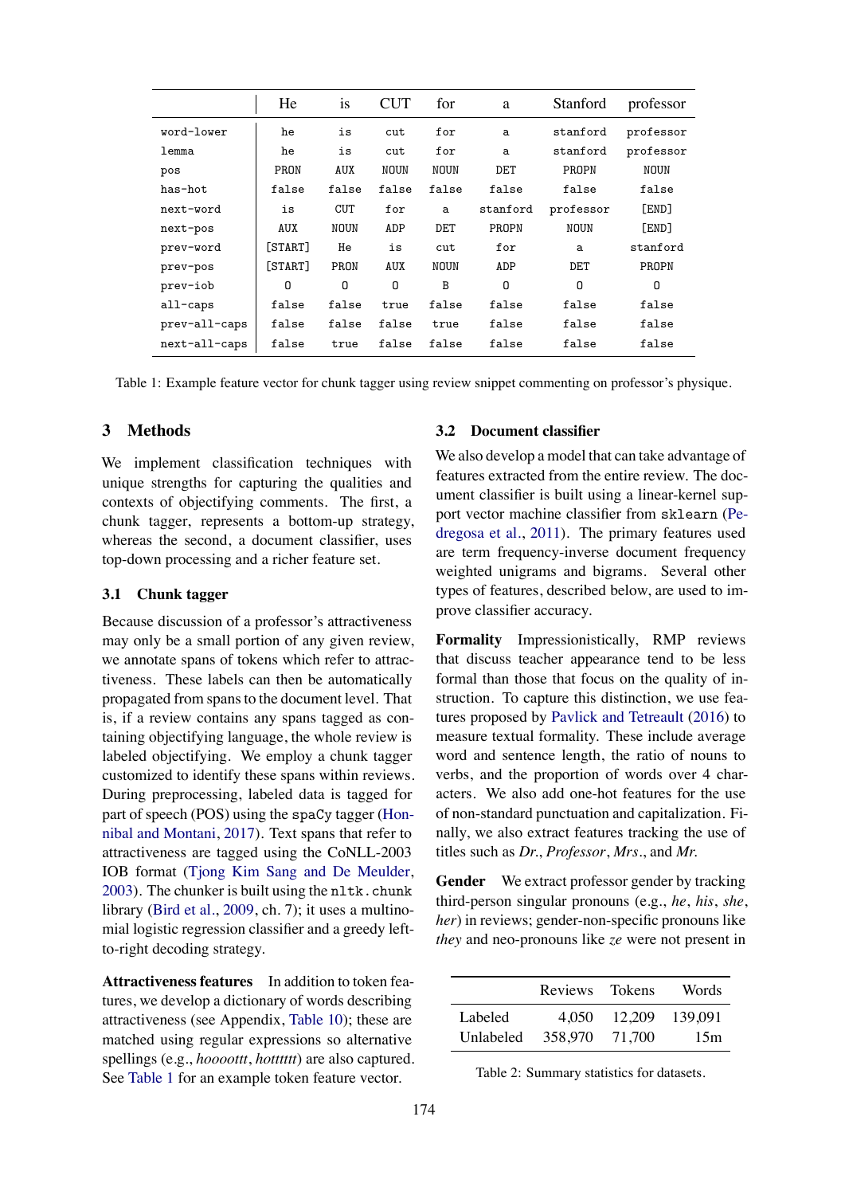| | He | is | CUT | for | a | Stanford | professor |
|---|---|---|---|---|---|---|---|
| word-lower | he | is | cut | for | a | stanford | professor |
| lemma | he | is | cut | for | a | stanford | professor |
| pos | PRON | AUX | NOUN | NOUN | DET | PROPN | NOUN |
| has-hot | false | false | false | false | false | false | false |
| next-word | is | CUT | for | a | stanford | professor | [END] |
| next-pos | AUX | NOUN | ADP | DET | PROPN | NOUN | [END] |
| prev-word | [START] | He | is | cut | for | a | stanford |
| prev-pos | [START] | PRON | AUX | NOUN | ADP | DET | PROPN |
| prev-iob | O | O | O | B | O | O | O |
| all-caps | false | false | true | false | false | false | false |
| prev-all-caps | false | false | false | true | false | false | false |
| next-all-caps | false | true | false | false | false | false | false |

Table 1: Example feature vector for chunk tagger using review snippet commenting on professor's physique.

## 3 Methods

We implement classification techniques with unique strengths for capturing the qualities and contexts of objectifying comments. The first, a chunk tagger, represents a bottom-up strategy, whereas the second, a document classifier, uses top-down processing and a richer feature set.

### 3.1 Chunk tagger

Because discussion of a professor's attractiveness may only be a small portion of any given review, we annotate spans of tokens which refer to attractiveness. These labels can then be automatically propagated from spans to the document level. That is, if a review contains any spans tagged as containing objectifying language, the whole review is labeled objectifying. We employ a chunk tagger customized to identify these spans within reviews. During preprocessing, labeled data is tagged for part of speech (POS) using the `spaCy` tagger (Honnibal and Montani, 2017). Text spans that refer to attractiveness are tagged using the CoNLL-2003 IOB format (Tjong Kim Sang and De Meulder, 2003). The chunker is built using the `nltk.chunk` library (Bird et al., 2009, ch. 7); it uses a multinomial logistic regression classifier and a greedy left-to-right decoding strategy.

**Attractiveness features** In addition to token features, we develop a dictionary of words describing attractiveness (see Appendix, Table 10); these are matched using regular expressions so alternative spellings (e.g., *hoooottt*, *hottttt*) are also captured. See Table 1 for an example token feature vector.

### 3.2 Document classifier

We also develop a model that can take advantage of features extracted from the entire review. The document classifier is built using a linear-kernel support vector machine classifier from `sklearn` (Pedregosa et al., 2011). The primary features used are term frequency-inverse document frequency weighted unigrams and bigrams. Several other types of features, described below, are used to improve classifier accuracy.

**Formality** Impressionistically, RMP reviews that discuss teacher appearance tend to be less formal than those that focus on the quality of instruction. To capture this distinction, we use features proposed by Pavlick and Tetreault (2016) to measure textual formality. These include average word and sentence length, the ratio of nouns to verbs, and the proportion of words over 4 characters. We also add one-hot features for the use of non-standard punctuation and capitalization. Finally, we also extract features tracking the use of titles such as *Dr.*, *Professor*, *Mrs*., and *Mr.*

**Gender** We extract professor gender by tracking third-person singular pronouns (e.g., *he*, *his*, *she*, *her*) in reviews; gender-non-specific pronouns like *they* and neo-pronouns like *ze* were not present in

| | Reviews | Tokens | Words |
|---|---|---|---|
| Labeled | 4,050 | 12,209 | 139,091 |
| Unlabeled | 358,970 | 71,700 | 15m |

Table 2: Summary statistics for datasets.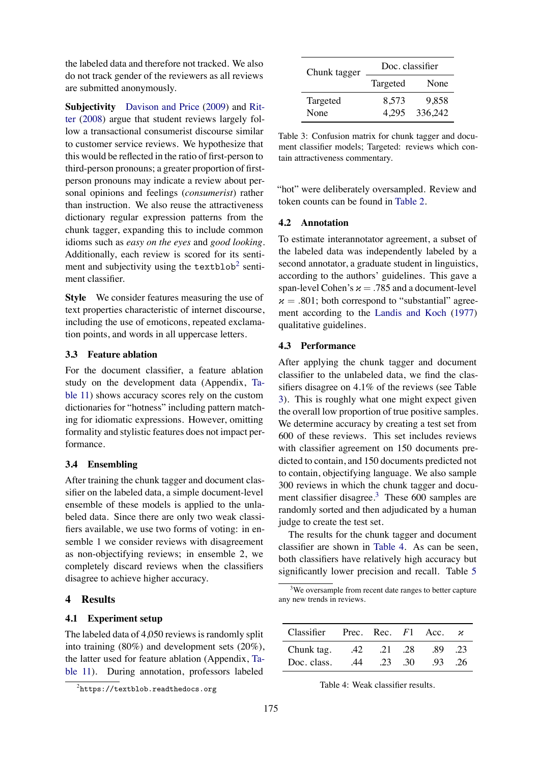the labeled data and therefore not tracked. We also do not track gender of the reviewers as all reviews are submitted anonymously.

**Subjectivity** Davison and Price (2009) and Ritter (2008) argue that student reviews largely follow a transactional consumerist discourse similar to customer service reviews. We hypothesize that this would be reflected in the ratio of first-person to third-person pronouns; a greater proportion of first-person pronouns may indicate a review about personal opinions and feelings (*consumerist*) rather than instruction. We also reuse the attractiveness dictionary regular expression patterns from the chunk tagger, expanding this to include common idioms such as *easy on the eyes* and *good looking*. Additionally, each review is scored for its sentiment and subjectivity using the `textblob`[2] sentiment classifier.

**Style** We consider features measuring the use of text properties characteristic of internet discourse, including the use of emoticons, repeated exclamation points, and words in all uppercase letters.

### 3.3 Feature ablation

For the document classifier, a feature ablation study on the development data (Appendix, Table 11) shows accuracy scores rely on the custom dictionaries for "hotness" including pattern matching for idiomatic expressions. However, omitting formality and stylistic features does not impact performance.

### 3.4 Ensembling

After training the chunk tagger and document classifier on the labeled data, a simple document-level ensemble of these models is applied to the unlabeled data. Since there are only two weak classifiers available, we use two forms of voting: in ensemble 1 we consider reviews with disagreement as non-objectifying reviews; in ensemble 2, we completely discard reviews when the classifiers disagree to achieve higher accuracy.

## 4 Results

### 4.1 Experiment setup

The labeled data of 4,050 reviews is randomly split into training (80%) and development sets (20%), the latter used for feature ablation (Appendix, Table 11). During annotation, professors labeled "hot" were deliberately oversampled. Review and token counts can be found in Table 2.

[2]https://textblob.readthedocs.org

| Chunk tagger | Doc. classifier | |
|---|---|---|
| | Targeted | None |
| Targeted | 8,573 | 9,858 |
| None | 4,295 | 336,242 |

Table 3: Confusion matrix for chunk tagger and document classifier models; Targeted: reviews which contain attractiveness commentary.

### 4.2 Annotation

To estimate interannotator agreement, a subset of the labeled data was independently labeled by a second annotator, a graduate student in linguistics, according to the authors' guidelines. This gave a span-level Cohen's $\varkappa = .785$ and a document-level $\varkappa = .801$; both correspond to "substantial" agreement according to the Landis and Koch (1977) qualitative guidelines.

### 4.3 Performance

After applying the chunk tagger and document classifier to the unlabeled data, we find the classifiers disagree on 4.1% of the reviews (see Table 3). This is roughly what one might expect given the overall low proportion of true positive samples. We determine accuracy by creating a test set from 600 of these reviews. This set includes reviews with classifier agreement on 150 documents predicted to contain, and 150 documents predicted not to contain, objectifying language. We also sample 300 reviews in which the chunk tagger and document classifier disagree.[3] These 600 samples are randomly sorted and then adjudicated by a human judge to create the test set.

The results for the chunk tagger and document classifier are shown in Table 4. As can be seen, both classifiers have relatively high accuracy but significantly lower precision and recall. Table 5

[3]We oversample from recent date ranges to better capture any new trends in reviews.

| Classifier | Prec. | Rec. | $F1$ | Acc. | $\varkappa$ |
|---|---|---|---|---|---|
| Chunk tag. | .42 | .21 | .28 | .89 | .23 |
| Doc. class. | .44 | .23 | .30 | .93 | .26 |

Table 4: Weak classifier results.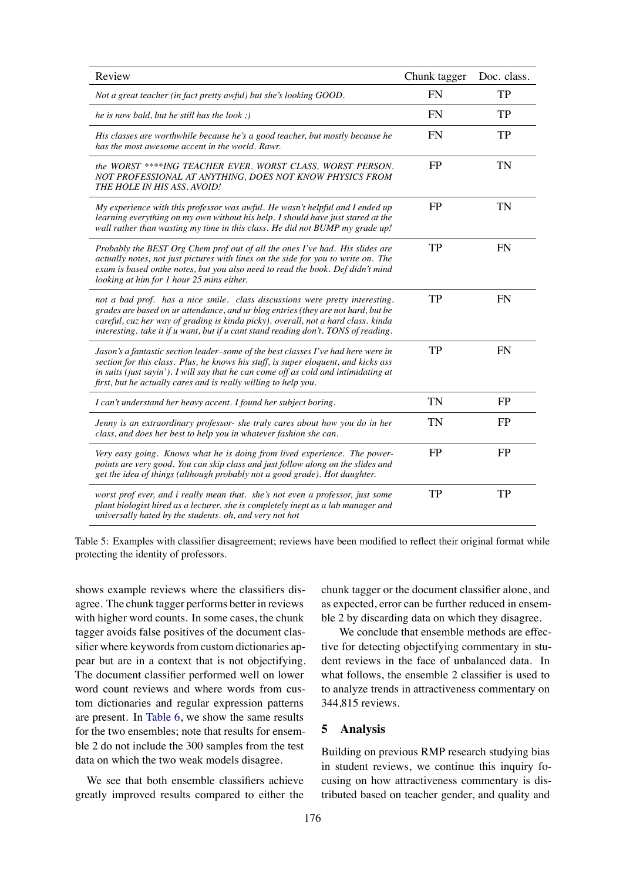| Review | Chunk tagger | Doc. class. |
|---|---|---|
| *Not a great teacher (in fact pretty awful) but she's looking GOOD.* | FN | TP |
| *he is now bald, but he still has the look ;)* | FN | TP |
| *His classes are worthwhile because he's a good teacher, but mostly because he has the most awesome accent in the world. Rawr.* | FN | TP |
| *the WORST ****ING TEACHER EVER. WORST CLASS, WORST PERSON. NOT PROFESSIONAL AT ANYTHING, DOES NOT KNOW PHYSICS FROM THE HOLE IN HIS ASS. AVOID!* | FP | TN |
| *My experience with this professor was awful. He wasn't helpful and I ended up learning everything on my own without his help. I should have just stared at the wall rather than wasting my time in this class. He did not BUMP my grade up!* | FP | TN |
| *Probably the BEST Org Chem prof out of all the ones I've had. His slides are actually notes, not just pictures with lines on the side for you to write on. The exam is based onthe notes, but you also need to read the book. Def didn't mind looking at him for 1 hour 25 mins either.* | TP | FN |
| *not a bad prof. has a nice smile. class discussions were pretty interesting. grades are based on ur attendance, and ur blog entries (they are not hard, but be careful, cuz her way of grading is kinda picky). overall, not a hard class. kinda interesting. take it if u want, but if u cant stand reading don't. TONS of reading.* | TP | FN |
| *Jason's a fantastic section leader–some of the best classes I've had here were in section for this class. Plus, he knows his stuff, is super eloquent, and kicks ass in suits (just sayin'). I will say that he can come off as cold and intimidating at first, but he actually cares and is really willing to help you.* | TP | FN |
| *I can't understand her heavy accent. I found her subject boring.* | TN | FP |
| *Jenny is an extraordinary professor- she truly cares about how you do in her class, and does her best to help you in whatever fashion she can.* | TN | FP |
| *Very easy going. Knows what he is doing from lived experience. The power-points are very good. You can skip class and just follow along on the slides and get the idea of things (although probably not a good grade). Hot daughter.* | FP | FP |
| *worst prof ever, and i really mean that. she's not even a professor, just some plant biologist hired as a lecturer. she is completely inept as a lab manager and universally hated by the students. oh, and very not hot* | TP | TP |

Table 5: Examples with classifier disagreement; reviews have been modified to reflect their original format while protecting the identity of professors.

shows example reviews where the classifiers disagree. The chunk tagger performs better in reviews with higher word counts. In some cases, the chunk tagger avoids false positives of the document classifier where keywords from custom dictionaries appear but are in a context that is not objectifying. The document classifier performed well on lower word count reviews and where words from custom dictionaries and regular expression patterns are present. In Table 6, we show the same results for the two ensembles; note that results for ensemble 2 do not include the 300 samples from the test data on which the two weak models disagree.

We see that both ensemble classifiers achieve greatly improved results compared to either the chunk tagger or the document classifier alone, and as expected, error can be further reduced in ensemble 2 by discarding data on which they disagree.

We conclude that ensemble methods are effective for detecting objectifying commentary in student reviews in the face of unbalanced data. In what follows, the ensemble 2 classifier is used to to analyze trends in attractiveness commentary on 344,815 reviews.

## 5 Analysis

Building on previous RMP research studying bias in student reviews, we continue this inquiry focusing on how attractiveness commentary is distributed based on teacher gender, and quality and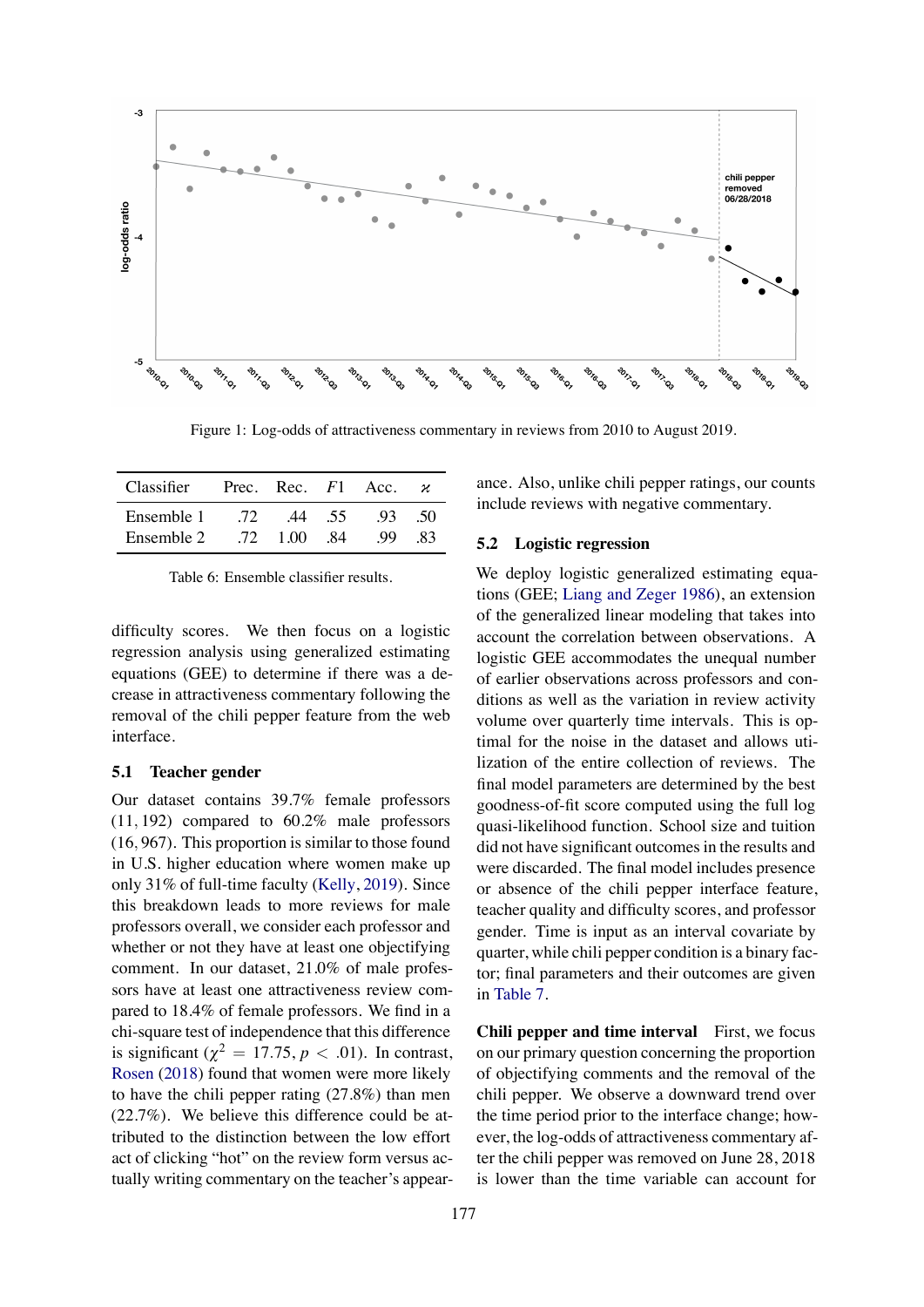Figure 1: Log-odds of attractiveness commentary in reviews from 2010 to August 2019.

| Classifier | Prec. | Rec. | $F1$ | Acc. | $\varkappa$ |
|---|---|---|---|---|---|
| Ensemble 1 | .72 | .44 | .55 | .93 | .50 |
| Ensemble 2 | .72 | 1.00 | .84 | .99 | .83 |

Table 6: Ensemble classifier results.

difficulty scores. We then focus on a logistic regression analysis using generalized estimating equations (GEE) to determine if there was a decrease in attractiveness commentary following the removal of the chili pepper feature from the web interface.

### 5.1 Teacher gender

Our dataset contains 39.7% female professors (11,192) compared to 60.2% male professors (16,967). This proportion is similar to those found in U.S. higher education where women make up only 31% of full-time faculty (Kelly, 2019). Since this breakdown leads to more reviews for male professors overall, we consider each professor and whether or not they have at least one objectifying comment. In our dataset, 21.0% of male professors have at least one attractiveness review compared to 18.4% of female professors. We find in a chi-square test of independence that this difference is significant ($\chi^2 = 17.75, p < .01$). In contrast, Rosen (2018) found that women were more likely to have the chili pepper rating (27.8%) than men (22.7%). We believe this difference could be attributed to the distinction between the low effort act of clicking "hot" on the review form versus actually writing commentary on the teacher's appearance. Also, unlike chili pepper ratings, our counts include reviews with negative commentary.

### 5.2 Logistic regression

We deploy logistic generalized estimating equations (GEE; Liang and Zeger 1986), an extension of the generalized linear modeling that takes into account the correlation between observations. A logistic GEE accommodates the unequal number of earlier observations across professors and conditions as well as the variation in review activity volume over quarterly time intervals. This is optimal for the noise in the dataset and allows utilization of the entire collection of reviews. The final model parameters are determined by the best goodness-of-fit score computed using the full log quasi-likelihood function. School size and tuition did not have significant outcomes in the results and were discarded. The final model includes presence or absence of the chili pepper interface feature, teacher quality and difficulty scores, and professor gender. Time is input as an interval covariate by quarter, while chili pepper condition is a binary factor; final parameters and their outcomes are given in Table 7.

**Chili pepper and time interval** First, we focus on our primary question concerning the proportion of objectifying comments and the removal of the chili pepper. We observe a downward trend over the time period prior to the interface change; however, the log-odds of attractiveness commentary after the chili pepper was removed on June 28, 2018 is lower than the time variable can account for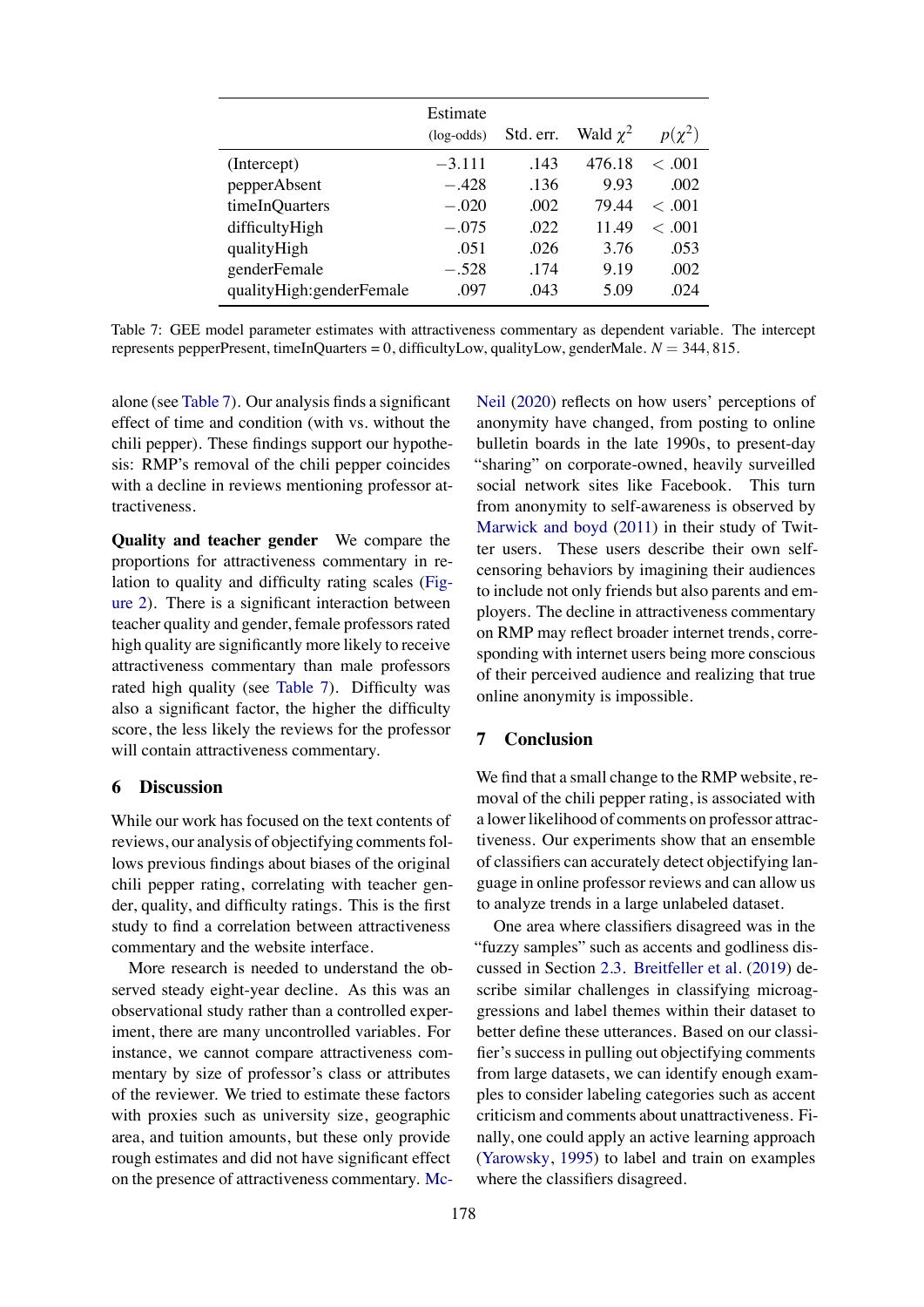| | Estimate (log-odds) | Std. err. | Wald $\chi^2$ | $p(\chi^2)$ |
|---|---|---|---|---|
| (Intercept) | $-3.111$ | .143 | 476.18 | $< .001$ |
| pepperAbsent | $-.428$ | .136 | 9.93 | .002 |
| timeInQuarters | $-.020$ | .002 | 79.44 | $< .001$ |
| difficultyHigh | $-.075$ | .022 | 11.49 | $< .001$ |
| qualityHigh | .051 | .026 | 3.76 | .053 |
| genderFemale | $-.528$ | .174 | 9.19 | .002 |
| qualityHigh:genderFemale | .097 | .043 | 5.09 | .024 |

Table 7: GEE model parameter estimates with attractiveness commentary as dependent variable. The intercept represents pepperPresent, timeInQuarters = 0, difficultyLow, qualityLow, genderMale. $N = 344,815$.

alone (see Table 7). Our analysis finds a significant effect of time and condition (with vs. without the chili pepper). These findings support our hypothesis: RMP's removal of the chili pepper coincides with a decline in reviews mentioning professor attractiveness.

**Quality and teacher gender** We compare the proportions for attractiveness commentary in relation to quality and difficulty rating scales (Figure 2). There is a significant interaction between teacher quality and gender, female professors rated high quality are significantly more likely to receive attractiveness commentary than male professors rated high quality (see Table 7). Difficulty was also a significant factor, the higher the difficulty score, the less likely the reviews for the professor will contain attractiveness commentary.

## 6 Discussion

While our work has focused on the text contents of reviews, our analysis of objectifying comments follows previous findings about biases of the original chili pepper rating, correlating with teacher gender, quality, and difficulty ratings. This is the first study to find a correlation between attractiveness commentary and the website interface.

More research is needed to understand the observed steady eight-year decline. As this was an observational study rather than a controlled experiment, there are many uncontrolled variables. For instance, we cannot compare attractiveness commentary by size of professor's class or attributes of the reviewer. We tried to estimate these factors with proxies such as university size, geographic area, and tuition amounts, but these only provide rough estimates and did not have significant effect on the presence of attractiveness commentary. McNeil (2020) reflects on how users' perceptions of anonymity have changed, from posting to online bulletin boards in the late 1990s, to present-day "sharing" on corporate-owned, heavily surveilled social network sites like Facebook. This turn from anonymity to self-awareness is observed by Marwick and boyd (2011) in their study of Twitter users. These users describe their own self-censoring behaviors by imagining their audiences to include not only friends but also parents and employers. The decline in attractiveness commentary on RMP may reflect broader internet trends, corresponding with internet users being more conscious of their perceived audience and realizing that true online anonymity is impossible.

## 7 Conclusion

We find that a small change to the RMP website, removal of the chili pepper rating, is associated with a lower likelihood of comments on professor attractiveness. Our experiments show that an ensemble of classifiers can accurately detect objectifying language in online professor reviews and can allow us to analyze trends in a large unlabeled dataset.

One area where classifiers disagreed was in the "fuzzy samples" such as accents and godliness discussed in Section 2.3. Breitfeller et al. (2019) describe similar challenges in classifying microaggressions and label themes within their dataset to better define these utterances. Based on our classifier's success in pulling out objectifying comments from large datasets, we can identify enough examples to consider labeling categories such as accent criticism and comments about unattractiveness. Finally, one could apply an active learning approach (Yarowsky, 1995) to label and train on examples where the classifiers disagreed.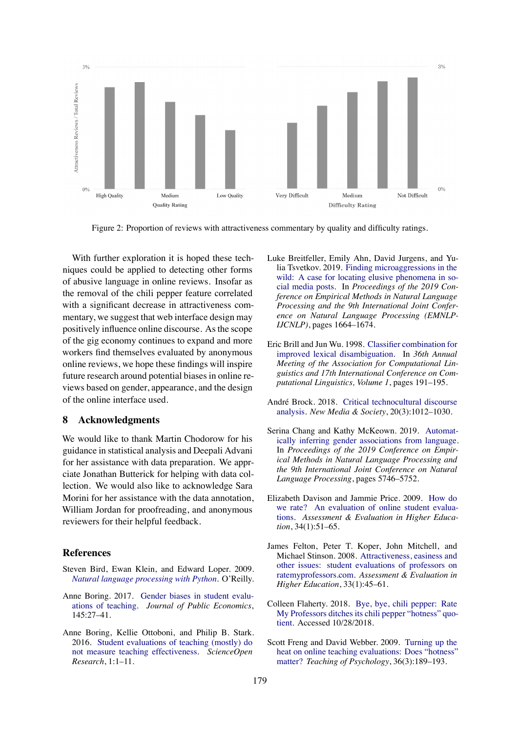Figure 2: Proportion of reviews with attractiveness commentary by quality and difficulty ratings.

With further exploration it is hoped these techniques could be applied to detecting other forms of abusive language in online reviews. Insofar as the removal of the chili pepper feature correlated with a significant decrease in attractiveness commentary, we suggest that web interface design may positively influence online discourse. As the scope of the gig economy continues to expand and more workers find themselves evaluated by anonymous online reviews, we hope these findings will inspire future research around potential biases in online reviews based on gender, appearance, and the design of the online interface used.

## 8 Acknowledgments

We would like to thank Martin Chodorow for his guidance in statistical analysis and Deepali Advani for her assistance with data preparation. We appreciate Jonathan Butterick for helping with data collection. We would also like to acknowledge Sara Morini for her assistance with the data annotation, William Jordan for proofreading, and anonymous reviewers for their helpful feedback.

## References

Steven Bird, Ewan Klein, and Edward Loper. 2009. *Natural language processing with Python*. O'Reilly.

Anne Boring. 2017. Gender biases in student evaluations of teaching. *Journal of Public Economics*, 145:27–41.

Anne Boring, Kellie Ottoboni, and Philip B. Stark. 2016. Student evaluations of teaching (mostly) do not measure teaching effectiveness. *ScienceOpen Research*, 1:1–11.

Luke Breitfeller, Emily Ahn, David Jurgens, and Yulia Tsvetkov. 2019. Finding microaggressions in the wild: A case for locating elusive phenomena in social media posts. In *Proceedings of the 2019 Conference on Empirical Methods in Natural Language Processing and the 9th International Joint Conference on Natural Language Processing (EMNLP-IJCNLP)*, pages 1664–1674.

Eric Brill and Jun Wu. 1998. Classifier combination for improved lexical disambiguation. In *36th Annual Meeting of the Association for Computational Linguistics and 17th International Conference on Computational Linguistics, Volume 1*, pages 191–195.

André Brock. 2018. Critical technocultural discourse analysis. *New Media & Society*, 20(3):1012–1030.

Serina Chang and Kathy McKeown. 2019. Automatically inferring gender associations from language. In *Proceedings of the 2019 Conference on Empirical Methods in Natural Language Processing and the 9th International Joint Conference on Natural Language Processing*, pages 5746–5752.

Elizabeth Davison and Jammie Price. 2009. How do we rate? An evaluation of online student evaluations. *Assessment & Evaluation in Higher Education*, 34(1):51–65.

James Felton, Peter T. Koper, John Mitchell, and Michael Stinson. 2008. Attractiveness, easiness and other issues: student evaluations of professors on ratemyprofessors.com. *Assessment & Evaluation in Higher Education*, 33(1):45–61.

Colleen Flaherty. 2018. Bye, bye, chili pepper: Rate My Professors ditches its chili pepper "hotness" quotient. Accessed 10/28/2018.

Scott Freng and David Webber. 2009. Turning up the heat on online teaching evaluations: Does "hotness" matter? *Teaching of Psychology*, 36(3):189–193.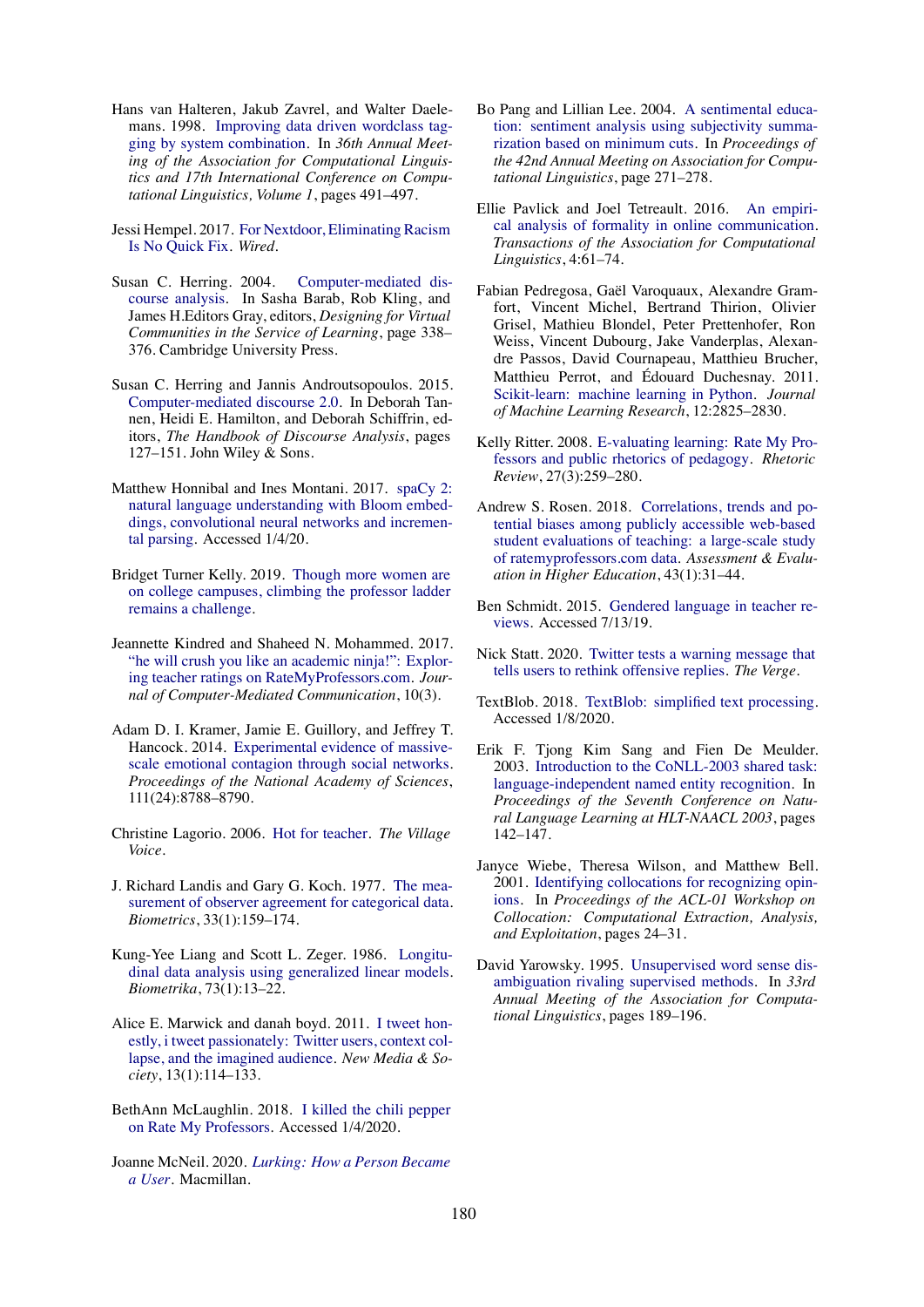Hans van Halteren, Jakub Zavrel, and Walter Daelemans. 1998. Improving data driven wordclass tagging by system combination. In *36th Annual Meeting of the Association for Computational Linguistics and 17th International Conference on Computational Linguistics, Volume 1*, pages 491–497.

Jessi Hempel. 2017. For Nextdoor, Eliminating Racism Is No Quick Fix. *Wired*.

Susan C. Herring. 2004. Computer-mediated discourse analysis. In Sasha Barab, Rob Kling, and James H.Editors Gray, editors, *Designing for Virtual Communities in the Service of Learning*, page 338–376. Cambridge University Press.

Susan C. Herring and Jannis Androutsopoulos. 2015. Computer-mediated discourse 2.0. In Deborah Tannen, Heidi E. Hamilton, and Deborah Schiffrin, editors, *The Handbook of Discourse Analysis*, pages 127–151. John Wiley & Sons.

Matthew Honnibal and Ines Montani. 2017. spaCy 2: natural language understanding with Bloom embeddings, convolutional neural networks and incremental parsing. Accessed 1/4/20.

Bridget Turner Kelly. 2019. Though more women are on college campuses, climbing the professor ladder remains a challenge.

Jeannette Kindred and Shaheed N. Mohammed. 2017. "he will crush you like an academic ninja!": Exploring teacher ratings on RateMyProfessors.com. *Journal of Computer-Mediated Communication*, 10(3).

Adam D. I. Kramer, Jamie E. Guillory, and Jeffrey T. Hancock. 2014. Experimental evidence of massive-scale emotional contagion through social networks. *Proceedings of the National Academy of Sciences*, 111(24):8788–8790.

Christine Lagorio. 2006. Hot for teacher. *The Village Voice*.

J. Richard Landis and Gary G. Koch. 1977. The measurement of observer agreement for categorical data. *Biometrics*, 33(1):159–174.

Kung-Yee Liang and Scott L. Zeger. 1986. Longitudinal data analysis using generalized linear models. *Biometrika*, 73(1):13–22.

Alice E. Marwick and danah boyd. 2011. I tweet honestly, i tweet passionately: Twitter users, context collapse, and the imagined audience. *New Media & Society*, 13(1):114–133.

BethAnn McLaughlin. 2018. I killed the chili pepper on Rate My Professors. Accessed 1/4/2020.

Joanne McNeil. 2020. *Lurking: How a Person Became a User*. Macmillan.

Bo Pang and Lillian Lee. 2004. A sentimental education: sentiment analysis using subjectivity summarization based on minimum cuts. In *Proceedings of the 42nd Annual Meeting on Association for Computational Linguistics*, page 271–278.

Ellie Pavlick and Joel Tetreault. 2016. An empirical analysis of formality in online communication. *Transactions of the Association for Computational Linguistics*, 4:61–74.

Fabian Pedregosa, Gaël Varoquaux, Alexandre Gramfort, Vincent Michel, Bertrand Thirion, Olivier Grisel, Mathieu Blondel, Peter Prettenhofer, Ron Weiss, Vincent Dubourg, Jake Vanderplas, Alexandre Passos, David Cournapeau, Matthieu Brucher, Matthieu Perrot, and Édouard Duchesnay. 2011. Scikit-learn: machine learning in Python. *Journal of Machine Learning Research*, 12:2825–2830.

Kelly Ritter. 2008. E-valuating learning: Rate My Professors and public rhetorics of pedagogy. *Rhetoric Review*, 27(3):259–280.

Andrew S. Rosen. 2018. Correlations, trends and potential biases among publicly accessible web-based student evaluations of teaching: a large-scale study of ratemyprofessors.com data. *Assessment & Evaluation in Higher Education*, 43(1):31–44.

Ben Schmidt. 2015. Gendered language in teacher reviews. Accessed 7/13/19.

Nick Statt. 2020. Twitter tests a warning message that tells users to rethink offensive replies. *The Verge*.

TextBlob. 2018. TextBlob: simplified text processing. Accessed 1/8/2020.

Erik F. Tjong Kim Sang and Fien De Meulder. 2003. Introduction to the CoNLL-2003 shared task: language-independent named entity recognition. In *Proceedings of the Seventh Conference on Natural Language Learning at HLT-NAACL 2003*, pages 142–147.

Janyce Wiebe, Theresa Wilson, and Matthew Bell. 2001. Identifying collocations for recognizing opinions. In *Proceedings of the ACL-01 Workshop on Collocation: Computational Extraction, Analysis, and Exploitation*, pages 24–31.

David Yarowsky. 1995. Unsupervised word sense disambiguation rivaling supervised methods. In *33rd Annual Meeting of the Association for Computational Linguistics*, pages 189–196.